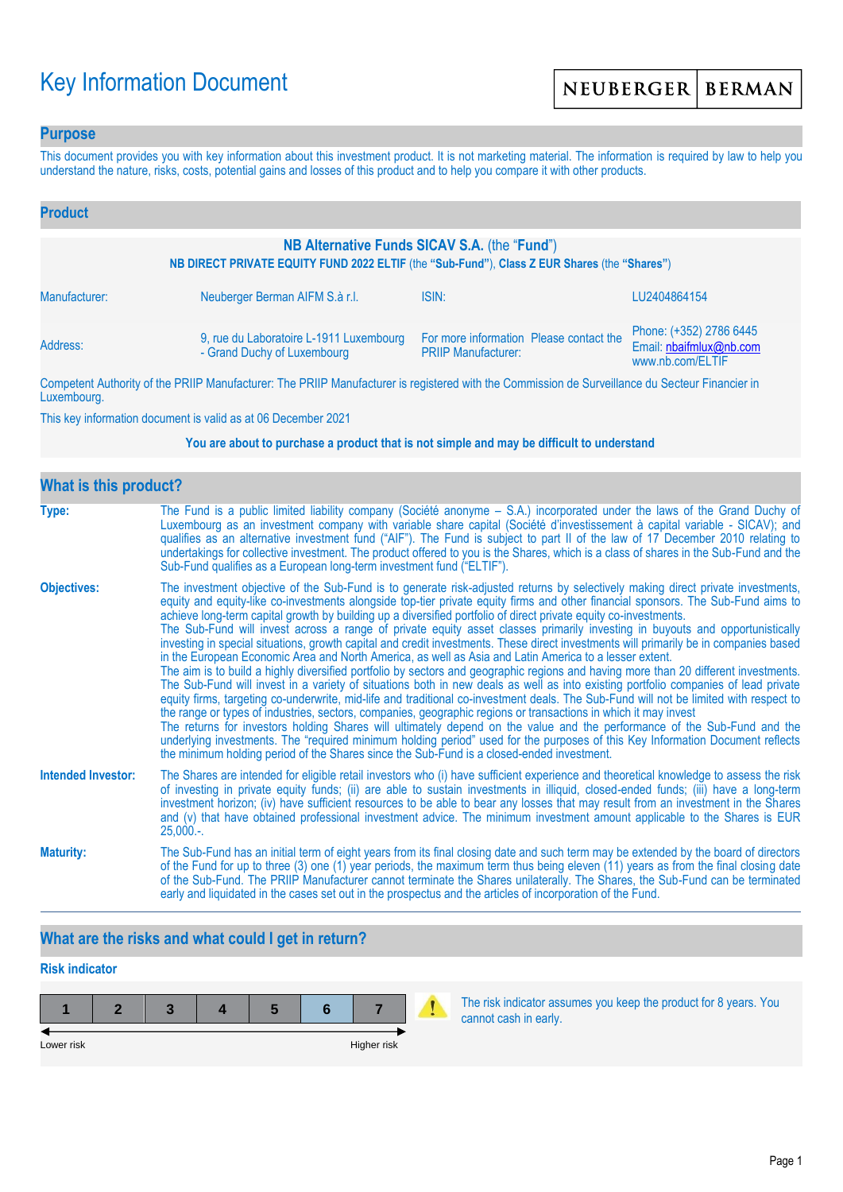# Key Information Document

NEUBERGER | BERMAN

## Purpose

This document provides you with key information about this investment product. It is not marketing material. The information is required by law to help you understand the nature, risks, costs, potential gains and losses of this product and to help you compare it with other products.

## Product

**NB Alternative Funds SICAV S.A.** (the "**Fund**")

**NB DIRECT PRIVATE EQUITY FUND 2022 ELTIF** (the **"Sub-Fund"**), **Class Z EUR Shares** (the **"Shares"**)

| | | | |
|---|---|---|---|
| Manufacturer: | Neuberger Berman AIFM S.à r.l. | ISIN: | LU2404864154 |
| Address: | 9, rue du Laboratoire L-1911 Luxembourg - Grand Duchy of Luxembourg | For more information Please contact the PRIIP Manufacturer: | Phone: (+352) 2786 6445<br>Email: nbaifmlux@nb.com<br>www.nb.com/ELTIF |

Competent Authority of the PRIIP Manufacturer: The PRIIP Manufacturer is registered with the Commission de Surveillance du Secteur Financier in Luxembourg.

This key information document is valid as at 06 December 2021

**You are about to purchase a product that is not simple and may be difficult to understand**

## What is this product?

**Type:** The Fund is a public limited liability company (Société anonyme – S.A.) incorporated under the laws of the Grand Duchy of Luxembourg as an investment company with variable share capital (Société d'investissement à capital variable - SICAV); and qualifies as an alternative investment fund ("AIF"). The Fund is subject to part II of the law of 17 December 2010 relating to undertakings for collective investment. The product offered to you is the Shares, which is a class of shares in the Sub-Fund and the Sub-Fund qualifies as a European long-term investment fund ("ELTIF").

**Objectives:** The investment objective of the Sub-Fund is to generate risk-adjusted returns by selectively making direct private investments, equity and equity-like co-investments alongside top-tier private equity firms and other financial sponsors. The Sub-Fund aims to achieve long-term capital growth by building up a diversified portfolio of direct private equity co-investments.
The Sub-Fund will invest across a range of private equity asset classes primarily investing in buyouts and opportunistically investing in special situations, growth capital and credit investments. These direct investments will primarily be in companies based in the European Economic Area and North America, as well as Asia and Latin America to a lesser extent.
The aim is to build a highly diversified portfolio by sectors and geographic regions and having more than 20 different investments. The Sub-Fund will invest in a variety of situations both in new deals as well as into existing portfolio companies of lead private equity firms, targeting co-underwrite, mid-life and traditional co-investment deals. The Sub-Fund will not be limited with respect to the range or types of industries, sectors, companies, geographic regions or transactions in which it may invest
The returns for investors holding Shares will ultimately depend on the value and the performance of the Sub-Fund and the underlying investments. The "required minimum holding period" used for the purposes of this Key Information Document reflects the minimum holding period of the Shares since the Sub-Fund is a closed-ended investment.

**Intended Investor:** The Shares are intended for eligible retail investors who (i) have sufficient experience and theoretical knowledge to assess the risk of investing in private equity funds; (ii) are able to sustain investments in illiquid, closed-ended funds; (iii) have a long-term investment horizon; (iv) have sufficient resources to be able to bear any losses that may result from an investment in the Shares and (v) that have obtained professional investment advice. The minimum investment amount applicable to the Shares is EUR 25,000.-.

**Maturity:** The Sub-Fund has an initial term of eight years from its final closing date and such term may be extended by the board of directors of the Fund for up to three (3) one (1) year periods, the maximum term thus being eleven (11) years as from the final closing date of the Sub-Fund. The PRIIP Manufacturer cannot terminate the Shares unilaterally. The Shares, the Sub-Fund can be terminated early and liquidated in the cases set out in the prospectus and the articles of incorporation of the Fund.

## What are the risks and what could I get in return?

### Risk indicator

| 1 | 2 | 3 | 4 | 5 | **6** | 7 |
|---|---|---|---|---|---|---|

Lower risk ← → Higher risk

The risk indicator assumes you keep the product for 8 years. You cannot cash in early.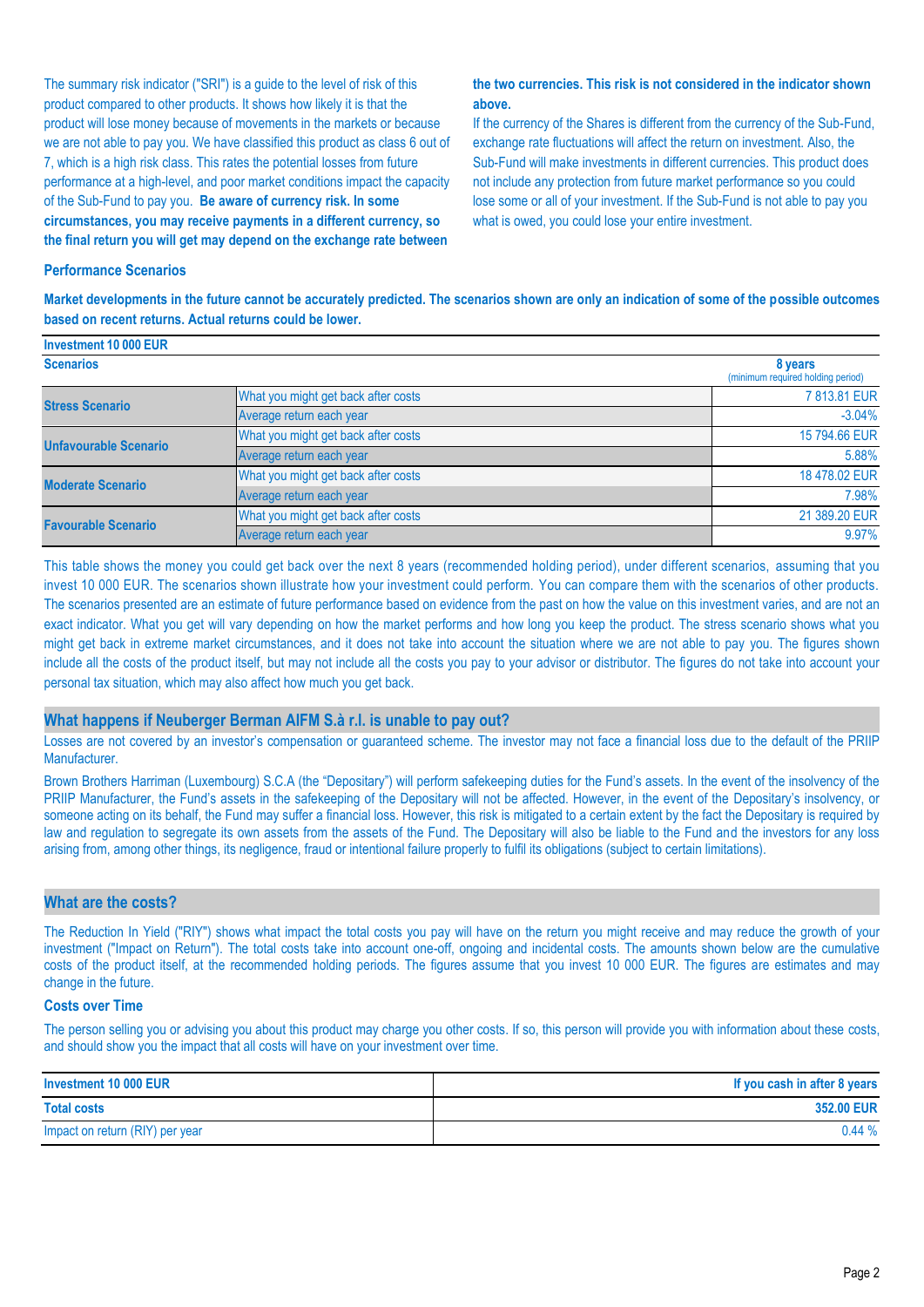The summary risk indicator ("SRI") is a guide to the level of risk of this product compared to other products. It shows how likely it is that the product will lose money because of movements in the markets or because we are not able to pay you. We have classified this product as class 6 out of 7, which is a high risk class. This rates the potential losses from future performance at a high-level, and poor market conditions impact the capacity of the Sub-Fund to pay you. **Be aware of currency risk. In some circumstances, you may receive payments in a different currency, so the final return you will get may depend on the exchange rate between the two currencies. This risk is not considered in the indicator shown above.**

If the currency of the Shares is different from the currency of the Sub-Fund, exchange rate fluctuations will affect the return on investment. Also, the Sub-Fund will make investments in different currencies. This product does not include any protection from future market performance so you could lose some or all of your investment. If the Sub-Fund is not able to pay you what is owed, you could lose your entire investment.

### Performance Scenarios

**Market developments in the future cannot be accurately predicted. The scenarios shown are only an indication of some of the possible outcomes based on recent returns. Actual returns could be lower.**

| Investment 10 000 EUR | | |
|---|---|---|
| **Scenarios** | | **8 years** (minimum required holding period) |
| **Stress Scenario** | What you might get back after costs | 7 813.81 EUR |
| | Average return each year | -3.04% |
| **Unfavourable Scenario** | What you might get back after costs | 15 794.66 EUR |
| | Average return each year | 5.88% |
| **Moderate Scenario** | What you might get back after costs | 18 478.02 EUR |
| | Average return each year | 7.98% |
| **Favourable Scenario** | What you might get back after costs | 21 389.20 EUR |
| | Average return each year | 9.97% |

This table shows the money you could get back over the next 8 years (recommended holding period), under different scenarios, assuming that you invest 10 000 EUR. The scenarios shown illustrate how your investment could perform. You can compare them with the scenarios of other products. The scenarios presented are an estimate of future performance based on evidence from the past on how the value on this investment varies, and are not an exact indicator. What you get will vary depending on how the market performs and how long you keep the product. The stress scenario shows what you might get back in extreme market circumstances, and it does not take into account the situation where we are not able to pay you. The figures shown include all the costs of the product itself, but may not include all the costs you pay to your advisor or distributor. The figures do not take into account your personal tax situation, which may also affect how much you get back.

## What happens if Neuberger Berman AIFM S.à r.l. is unable to pay out?

Losses are not covered by an investor's compensation or guaranteed scheme. The investor may not face a financial loss due to the default of the PRIIP Manufacturer.

Brown Brothers Harriman (Luxembourg) S.C.A (the "Depositary") will perform safekeeping duties for the Fund's assets. In the event of the insolvency of the PRIIP Manufacturer, the Fund's assets in the safekeeping of the Depositary will not be affected. However, in the event of the Depositary's insolvency, or someone acting on its behalf, the Fund may suffer a financial loss. However, this risk is mitigated to a certain extent by the fact the Depositary is required by law and regulation to segregate its own assets from the assets of the Fund. The Depositary will also be liable to the Fund and the investors for any loss arising from, among other things, its negligence, fraud or intentional failure properly to fulfil its obligations (subject to certain limitations).

## What are the costs?

The Reduction In Yield ("RIY") shows what impact the total costs you pay will have on the return you might receive and may reduce the growth of your investment ("Impact on Return"). The total costs take into account one-off, ongoing and incidental costs. The amounts shown below are the cumulative costs of the product itself, at the recommended holding periods. The figures assume that you invest 10 000 EUR. The figures are estimates and may change in the future.

### Costs over Time

The person selling you or advising you about this product may charge you other costs. If so, this person will provide you with information about these costs, and should show you the impact that all costs will have on your investment over time.

| Investment 10 000 EUR | If you cash in after 8 years |
|---|---|
| **Total costs** | **352.00 EUR** |
| Impact on return (RIY) per year | 0.44 % |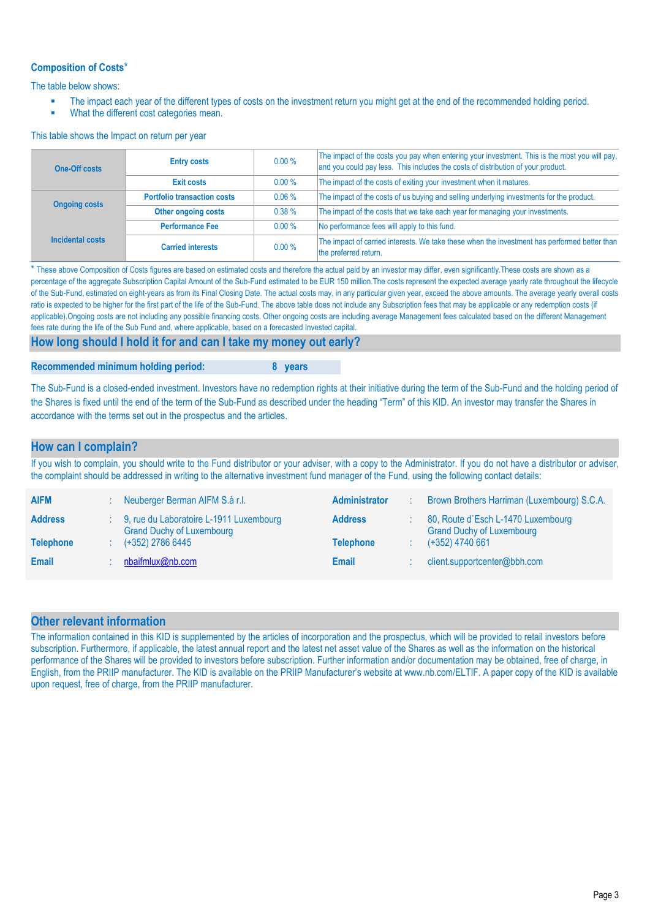### Composition of Costs*

The table below shows:

- The impact each year of the different types of costs on the investment return you might get at the end of the recommended holding period.
- What the different cost categories mean.

This table shows the Impact on return per year

| | | | |
|---|---|---|---|
| **One-Off costs** | **Entry costs** | 0.00 % | The impact of the costs you pay when entering your investment. This is the most you will pay, and you could pay less. This includes the costs of distribution of your product. |
| | **Exit costs** | 0.00 % | The impact of the costs of exiting your investment when it matures. |
| **Ongoing costs** | **Portfolio transaction costs** | 0.06 % | The impact of the costs of us buying and selling underlying investments for the product. |
| | **Other ongoing costs** | 0.38 % | The impact of the costs that we take each year for managing your investments. |
| **Incidental costs** | **Performance Fee** | 0.00 % | No performance fees will apply to this fund. |
| | **Carried interests** | 0.00 % | The impact of carried interests. We take these when the investment has performed better than the preferred return. |

* These above Composition of Costs figures are based on estimated costs and therefore the actual paid by an investor may differ, even significantly.These costs are shown as a percentage of the aggregate Subscription Capital Amount of the Sub-Fund estimated to be EUR 150 million.The costs represent the expected average yearly rate throughout the lifecycle of the Sub-Fund, estimated on eight-years as from its Final Closing Date. The actual costs may, in any particular given year, exceed the above amounts. The average yearly overall costs ratio is expected to be higher for the first part of the life of the Sub-Fund. The above table does not include any Subscription fees that may be applicable or any redemption costs (if applicable).Ongoing costs are not including any possible financing costs. Other ongoing costs are including average Management fees calculated based on the different Management fees rate during the life of the Sub Fund and, where applicable, based on a forecasted Invested capital.

## How long should I hold it for and can I take my money out early?

**Recommended minimum holding period:** **8 years**

The Sub-Fund is a closed-ended investment. Investors have no redemption rights at their initiative during the term of the Sub-Fund and the holding period of the Shares is fixed until the end of the term of the Sub-Fund as described under the heading "Term" of this KID. An investor may transfer the Shares in accordance with the terms set out in the prospectus and the articles.

## How can I complain?

If you wish to complain, you should write to the Fund distributor or your adviser, with a copy to the Administrator. If you do not have a distributor or adviser, the complaint should be addressed in writing to the alternative investment fund manager of the Fund, using the following contact details:

**AIFM** : Neuberger Berman AIFM S.à r.l.
**Address** : 9, rue du Laboratoire L-1911 Luxembourg Grand Duchy of Luxembourg
**Telephone** : (+352) 2786 6445
**Email** : nbaifmlux@nb.com

**Administrator** : Brown Brothers Harriman (Luxembourg) S.C.A.
**Address** : 80, Route d`Esch L-1470 Luxembourg Grand Duchy of Luxembourg
**Telephone** : (+352) 4740 661
**Email** : client.supportcenter@bbh.com

## Other relevant information

The information contained in this KID is supplemented by the articles of incorporation and the prospectus, which will be provided to retail investors before subscription. Furthermore, if applicable, the latest annual report and the latest net asset value of the Shares as well as the information on the historical performance of the Shares will be provided to investors before subscription. Further information and/or documentation may be obtained, free of charge, in English, from the PRIIP manufacturer. The KID is available on the PRIIP Manufacturer's website at www.nb.com/ELTIF. A paper copy of the KID is available upon request, free of charge, from the PRIIP manufacturer.